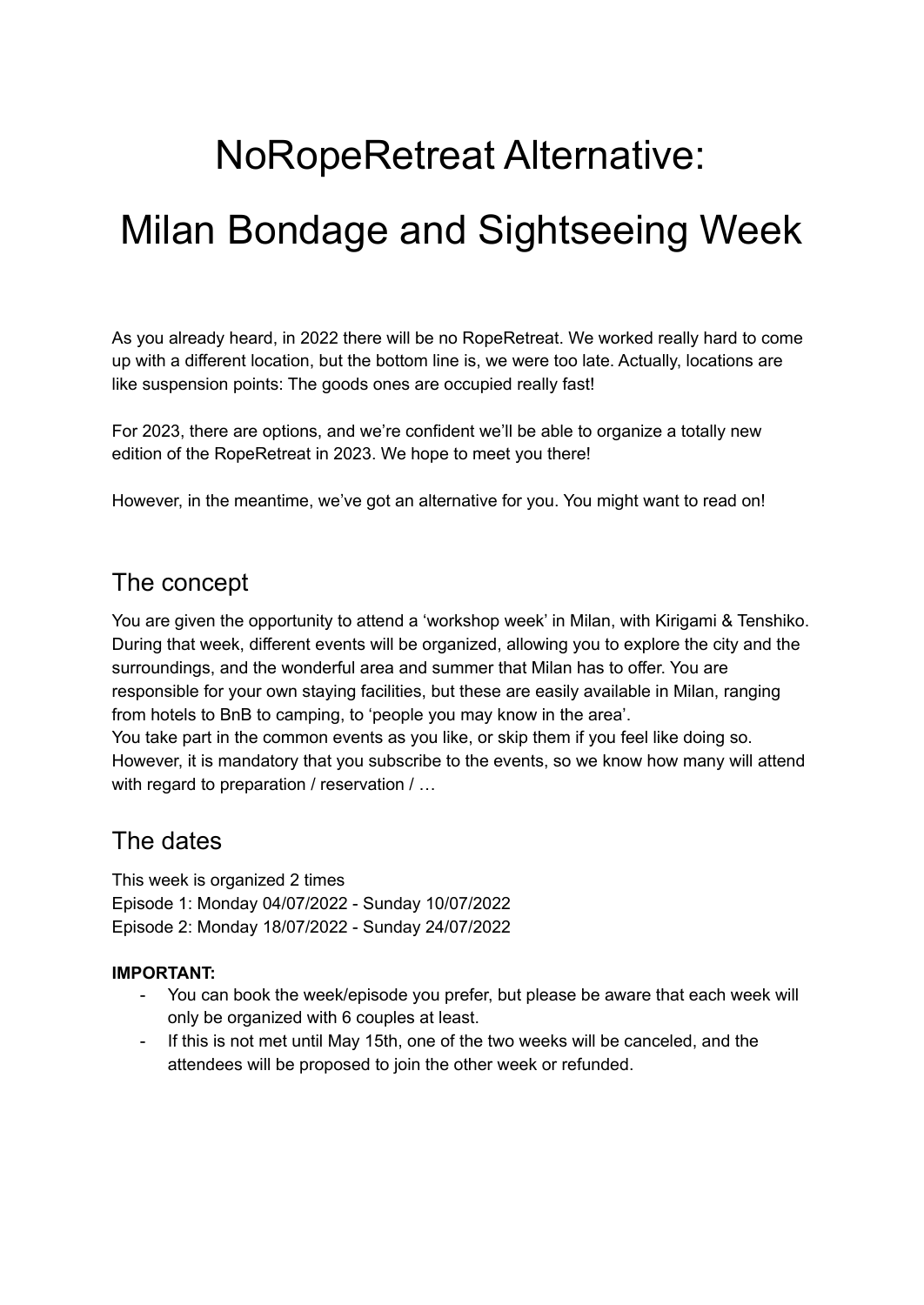# NoRopeRetreat Alternative:

# Milan Bondage and Sightseeing Week

As you already heard, in 2022 there will be no RopeRetreat. We worked really hard to come up with a different location, but the bottom line is, we were too late. Actually, locations are like suspension points: The goods ones are occupied really fast!

For 2023, there are options, and we're confident we'll be able to organize a totally new edition of the RopeRetreat in 2023. We hope to meet you there!

However, in the meantime, we've got an alternative for you. You might want to read on!

## The concept

You are given the opportunity to attend a 'workshop week' in Milan, with Kirigami & Tenshiko. During that week, different events will be organized, allowing you to explore the city and the surroundings, and the wonderful area and summer that Milan has to offer. You are responsible for your own staying facilities, but these are easily available in Milan, ranging from hotels to BnB to camping, to 'people you may know in the area'.
You take part in the common events as you like, or skip them if you feel like doing so. However, it is mandatory that you subscribe to the events, so we know how many will attend with regard to preparation / reservation / …

## The dates

This week is organized 2 times
Episode 1: Monday 04/07/2022 - Sunday 10/07/2022
Episode 2: Monday 18/07/2022 - Sunday 24/07/2022

**IMPORTANT:**

- You can book the week/episode you prefer, but please be aware that each week will only be organized with 6 couples at least.
- If this is not met until May 15th, one of the two weeks will be canceled, and the attendees will be proposed to join the other week or refunded.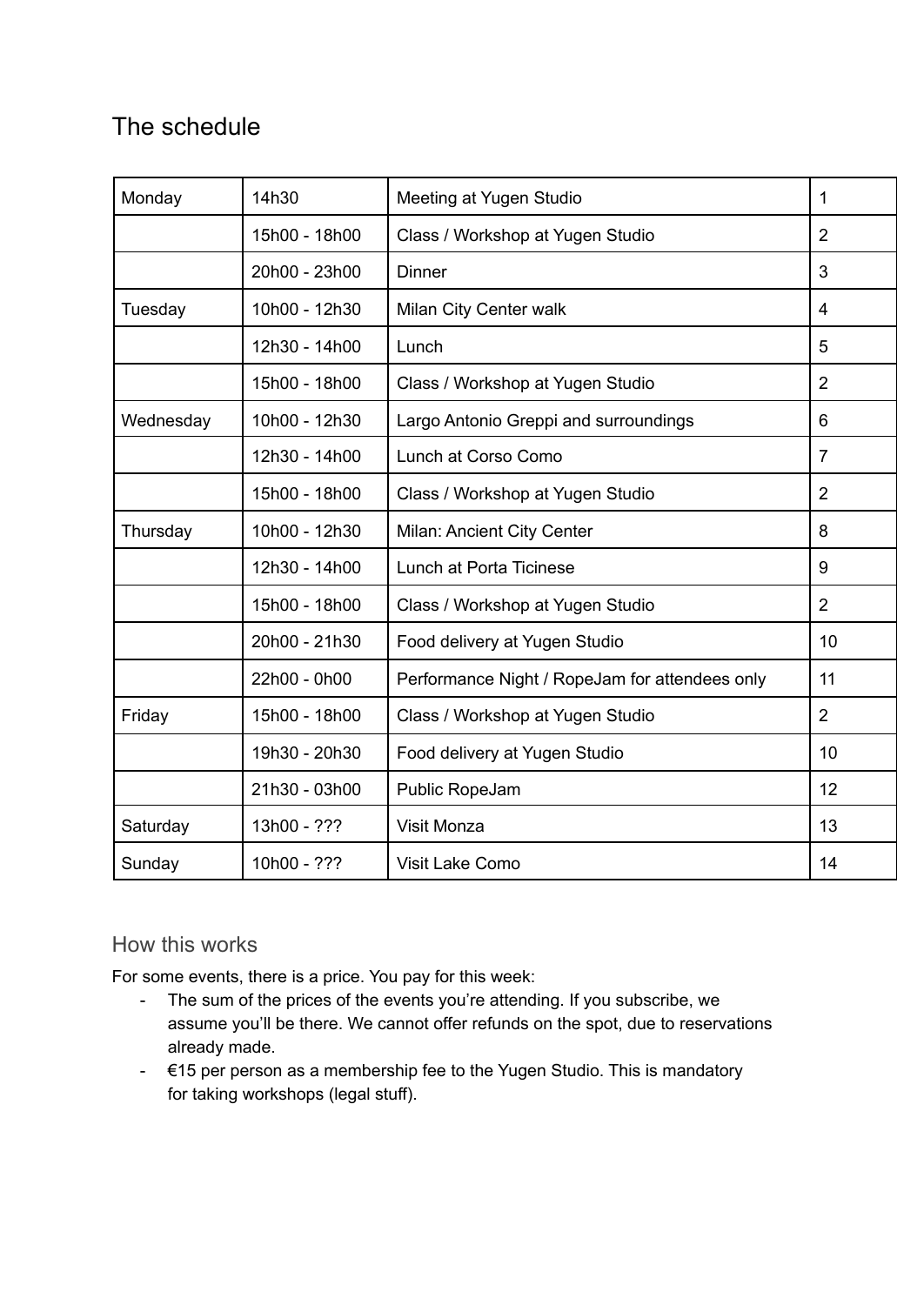# The schedule

| | | | |
|---|---|---|---|
| Monday | 14h30 | Meeting at Yugen Studio | 1 |
| | 15h00 - 18h00 | Class / Workshop at Yugen Studio | 2 |
| | 20h00 - 23h00 | Dinner | 3 |
| Tuesday | 10h00 - 12h30 | Milan City Center walk | 4 |
| | 12h30 - 14h00 | Lunch | 5 |
| | 15h00 - 18h00 | Class / Workshop at Yugen Studio | 2 |
| Wednesday | 10h00 - 12h30 | Largo Antonio Greppi and surroundings | 6 |
| | 12h30 - 14h00 | Lunch at Corso Como | 7 |
| | 15h00 - 18h00 | Class / Workshop at Yugen Studio | 2 |
| Thursday | 10h00 - 12h30 | Milan: Ancient City Center | 8 |
| | 12h30 - 14h00 | Lunch at Porta Ticinese | 9 |
| | 15h00 - 18h00 | Class / Workshop at Yugen Studio | 2 |
| | 20h00 - 21h30 | Food delivery at Yugen Studio | 10 |
| | 22h00 - 0h00 | Performance Night / RopeJam for attendees only | 11 |
| Friday | 15h00 - 18h00 | Class / Workshop at Yugen Studio | 2 |
| | 19h30 - 20h30 | Food delivery at Yugen Studio | 10 |
| | 21h30 - 03h00 | Public RopeJam | 12 |
| Saturday | 13h00 - ??? | Visit Monza | 13 |
| Sunday | 10h00 - ??? | Visit Lake Como | 14 |

## How this works

For some events, there is a price. You pay for this week:

- The sum of the prices of the events you're attending. If you subscribe, we assume you'll be there. We cannot offer refunds on the spot, due to reservations already made.
- €15 per person as a membership fee to the Yugen Studio. This is mandatory for taking workshops (legal stuff).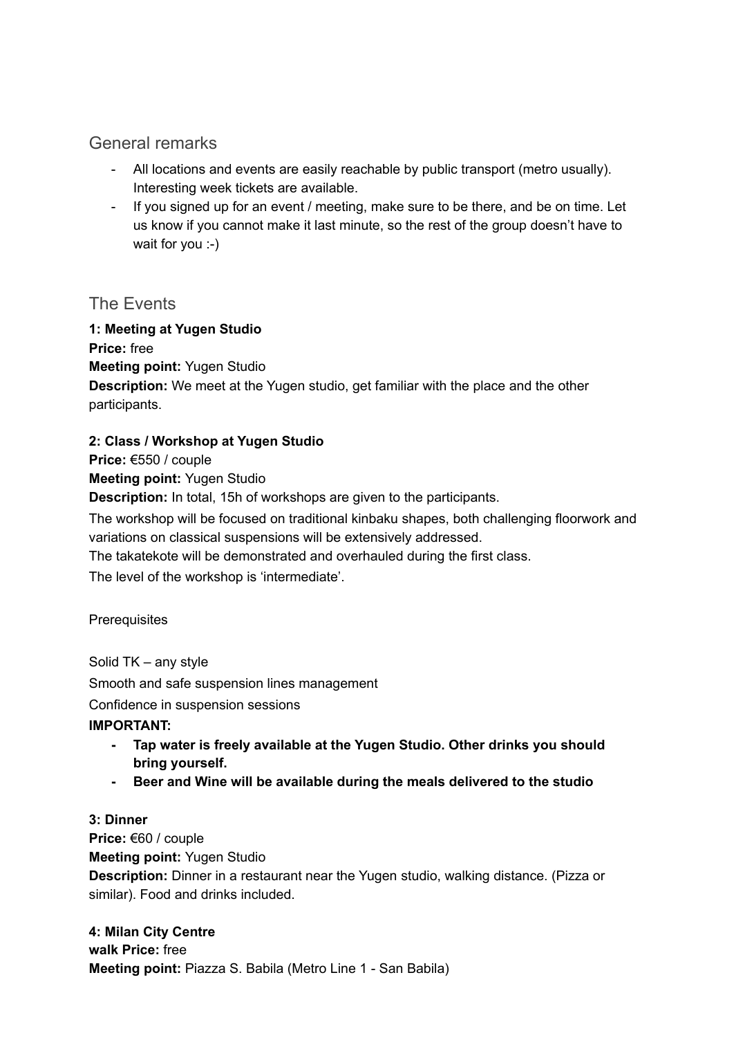## General remarks

- All locations and events are easily reachable by public transport (metro usually). Interesting week tickets are available.
- If you signed up for an event / meeting, make sure to be there, and be on time. Let us know if you cannot make it last minute, so the rest of the group doesn't have to wait for you :-)

## The Events

**1: Meeting at Yugen Studio**
**Price:** free
**Meeting point:** Yugen Studio
**Description:** We meet at the Yugen studio, get familiar with the place and the other participants.

**2: Class / Workshop at Yugen Studio**
**Price:** €550 / couple
**Meeting point:** Yugen Studio
**Description:** In total, 15h of workshops are given to the participants.
The workshop will be focused on traditional kinbaku shapes, both challenging floorwork and variations on classical suspensions will be extensively addressed.
The takatekote will be demonstrated and overhauled during the first class.
The level of the workshop is 'intermediate'.

Prerequisites

Solid TK – any style
Smooth and safe suspension lines management
Confidence in suspension sessions

**IMPORTANT:**

- **Tap water is freely available at the Yugen Studio. Other drinks you should bring yourself.**
- **Beer and Wine will be available during the meals delivered to the studio**

**3: Dinner**
**Price:** €60 / couple
**Meeting point:** Yugen Studio
**Description:** Dinner in a restaurant near the Yugen studio, walking distance. (Pizza or similar). Food and drinks included.

**4: Milan City Centre**
**walk Price:** free
**Meeting point:** Piazza S. Babila (Metro Line 1 - San Babila)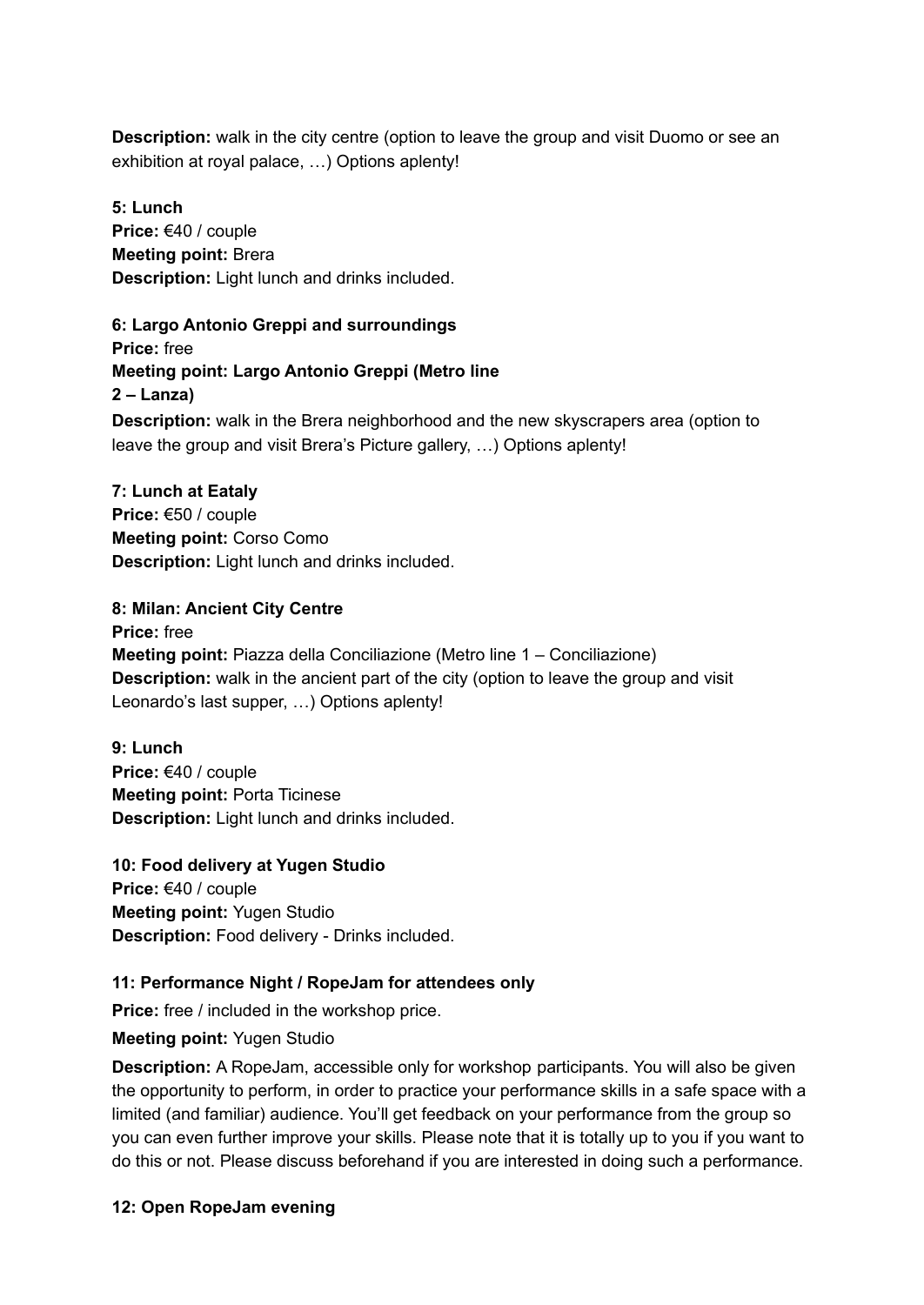**Description:** walk in the city centre (option to leave the group and visit Duomo or see an exhibition at royal palace, …) Options aplenty!

**5: Lunch**
**Price:** €40 / couple
**Meeting point:** Brera
**Description:** Light lunch and drinks included.

**6: Largo Antonio Greppi and surroundings**
**Price:** free
**Meeting point: Largo Antonio Greppi (Metro line 2 – Lanza)**
**Description:** walk in the Brera neighborhood and the new skyscrapers area (option to leave the group and visit Brera's Picture gallery, …) Options aplenty!

**7: Lunch at Eataly**
**Price:** €50 / couple
**Meeting point:** Corso Como
**Description:** Light lunch and drinks included.

**8: Milan: Ancient City Centre**
**Price:** free
**Meeting point:** Piazza della Conciliazione (Metro line 1 – Conciliazione)
**Description:** walk in the ancient part of the city (option to leave the group and visit Leonardo's last supper, …) Options aplenty!

**9: Lunch**
**Price:** €40 / couple
**Meeting point:** Porta Ticinese
**Description:** Light lunch and drinks included.

**10: Food delivery at Yugen Studio**
**Price:** €40 / couple
**Meeting point:** Yugen Studio
**Description:** Food delivery - Drinks included.

**11: Performance Night / RopeJam for attendees only**

**Price:** free / included in the workshop price.

**Meeting point:** Yugen Studio

**Description:** A RopeJam, accessible only for workshop participants. You will also be given the opportunity to perform, in order to practice your performance skills in a safe space with a limited (and familiar) audience. You'll get feedback on your performance from the group so you can even further improve your skills. Please note that it is totally up to you if you want to do this or not. Please discuss beforehand if you are interested in doing such a performance.

**12: Open RopeJam evening**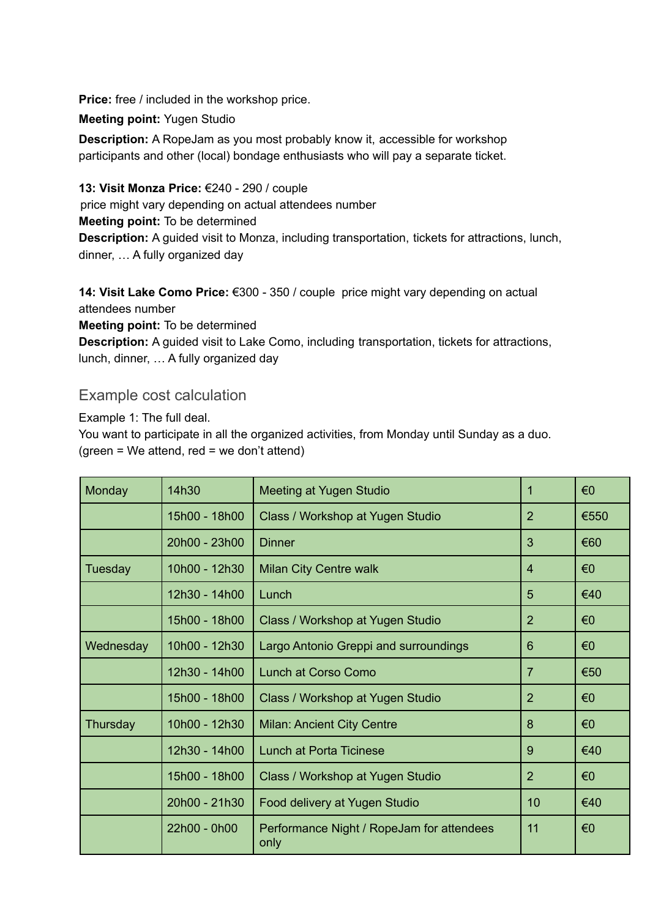**Price:** free / included in the workshop price.

**Meeting point:** Yugen Studio

**Description:** A RopeJam as you most probably know it, accessible for workshop participants and other (local) bondage enthusiasts who will pay a separate ticket.

**13: Visit Monza Price:** €240 - 290 / couple
price might vary depending on actual attendees number
**Meeting point:** To be determined
**Description:** A guided visit to Monza, including transportation, tickets for attractions, lunch, dinner, … A fully organized day

**14: Visit Lake Como Price:** €300 - 350 / couple price might vary depending on actual attendees number
**Meeting point:** To be determined
**Description:** A guided visit to Lake Como, including transportation, tickets for attractions, lunch, dinner, … A fully organized day

## Example cost calculation

Example 1: The full deal.
You want to participate in all the organized activities, from Monday until Sunday as a duo.
(green = We attend, red = we don't attend)

| | | | | |
|---|---|---|---|---|
| Monday | 14h30 | Meeting at Yugen Studio | 1 | €0 |
| | 15h00 - 18h00 | Class / Workshop at Yugen Studio | 2 | €550 |
| | 20h00 - 23h00 | Dinner | 3 | €60 |
| Tuesday | 10h00 - 12h30 | Milan City Centre walk | 4 | €0 |
| | 12h30 - 14h00 | Lunch | 5 | €40 |
| | 15h00 - 18h00 | Class / Workshop at Yugen Studio | 2 | €0 |
| Wednesday | 10h00 - 12h30 | Largo Antonio Greppi and surroundings | 6 | €0 |
| | 12h30 - 14h00 | Lunch at Corso Como | 7 | €50 |
| | 15h00 - 18h00 | Class / Workshop at Yugen Studio | 2 | €0 |
| Thursday | 10h00 - 12h30 | Milan: Ancient City Centre | 8 | €0 |
| | 12h30 - 14h00 | Lunch at Porta Ticinese | 9 | €40 |
| | 15h00 - 18h00 | Class / Workshop at Yugen Studio | 2 | €0 |
| | 20h00 - 21h30 | Food delivery at Yugen Studio | 10 | €40 |
| | 22h00 - 0h00 | Performance Night / RopeJam for attendees only | 11 | €0 |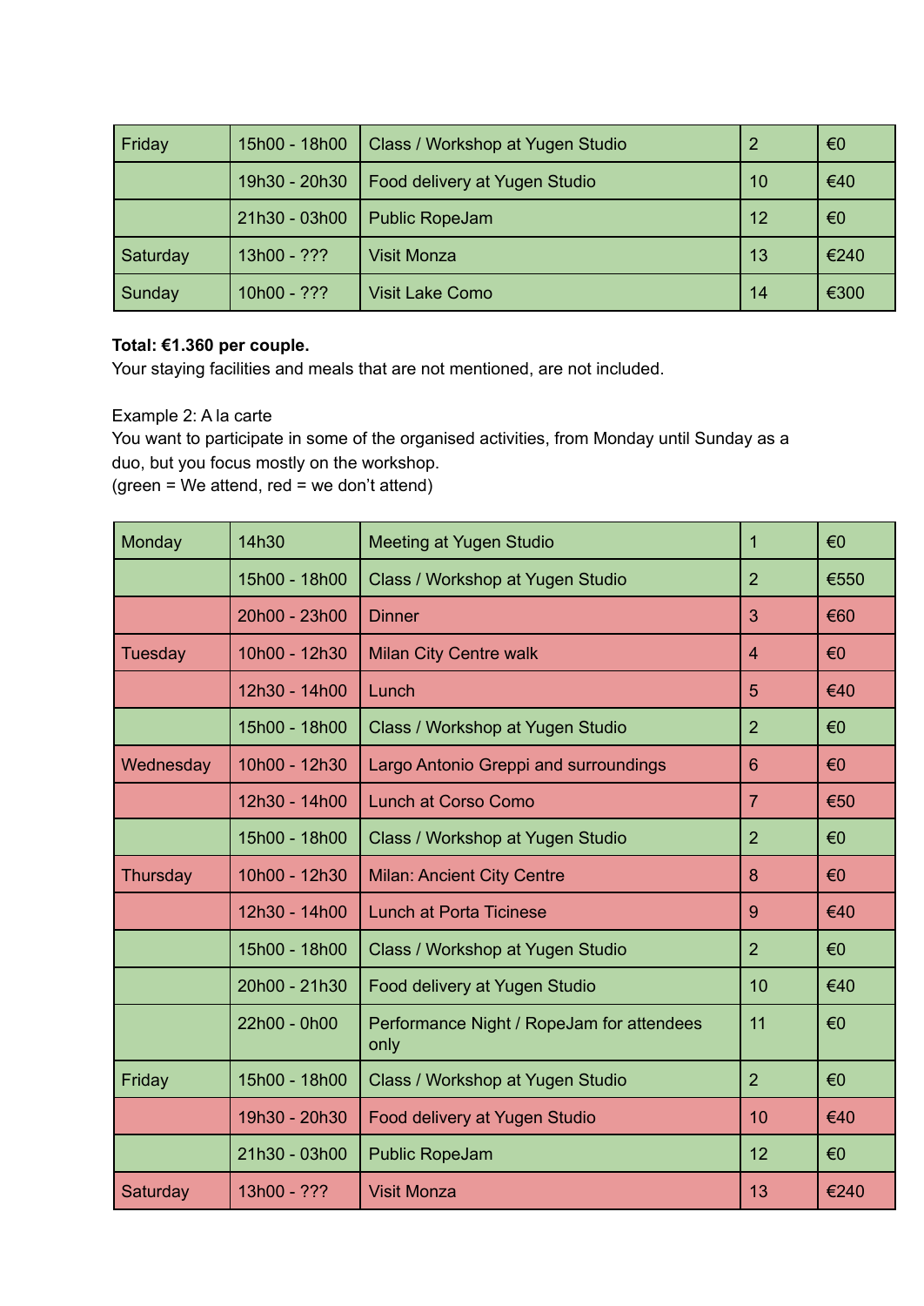| Friday | 15h00 - 18h00 | Class / Workshop at Yugen Studio | 2 | €0 |
|---|---|---|---|---|
| | 19h30 - 20h30 | Food delivery at Yugen Studio | 10 | €40 |
| | 21h30 - 03h00 | Public RopeJam | 12 | €0 |
| Saturday | 13h00 - ??? | Visit Monza | 13 | €240 |
| Sunday | 10h00 - ??? | Visit Lake Como | 14 | €300 |

**Total: €1.360 per couple.**
Your staying facilities and meals that are not mentioned, are not included.

Example 2: A la carte
You want to participate in some of the organised activities, from Monday until Sunday as a duo, but you focus mostly on the workshop.
(green = We attend, red = we don't attend)

| Monday | 14h30 | Meeting at Yugen Studio | 1 | €0 |
|---|---|---|---|---|
| | 15h00 - 18h00 | Class / Workshop at Yugen Studio | 2 | €550 |
| | 20h00 - 23h00 | Dinner | 3 | €60 |
| Tuesday | 10h00 - 12h30 | Milan City Centre walk | 4 | €0 |
| | 12h30 - 14h00 | Lunch | 5 | €40 |
| | 15h00 - 18h00 | Class / Workshop at Yugen Studio | 2 | €0 |
| Wednesday | 10h00 - 12h30 | Largo Antonio Greppi and surroundings | 6 | €0 |
| | 12h30 - 14h00 | Lunch at Corso Como | 7 | €50 |
| | 15h00 - 18h00 | Class / Workshop at Yugen Studio | 2 | €0 |
| Thursday | 10h00 - 12h30 | Milan: Ancient City Centre | 8 | €0 |
| | 12h30 - 14h00 | Lunch at Porta Ticinese | 9 | €40 |
| | 15h00 - 18h00 | Class / Workshop at Yugen Studio | 2 | €0 |
| | 20h00 - 21h30 | Food delivery at Yugen Studio | 10 | €40 |
| | 22h00 - 0h00 | Performance Night / RopeJam for attendees only | 11 | €0 |
| Friday | 15h00 - 18h00 | Class / Workshop at Yugen Studio | 2 | €0 |
| | 19h30 - 20h30 | Food delivery at Yugen Studio | 10 | €40 |
| | 21h30 - 03h00 | Public RopeJam | 12 | €0 |
| Saturday | 13h00 - ??? | Visit Monza | 13 | €240 |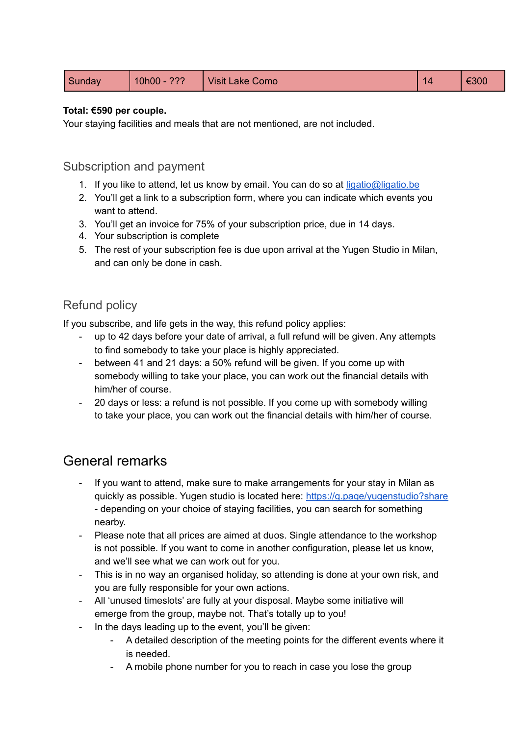| | | | | |
|---|---|---|---|---|
| Sunday | 10h00 - ??? | Visit Lake Como | 14 | €300 |

**Total: €590 per couple.**
Your staying facilities and meals that are not mentioned, are not included.

## Subscription and payment

1. If you like to attend, let us know by email. You can do so at [ligatio@ligatio.be](mailto:ligatio@ligatio.be)
2. You'll get a link to a subscription form, where you can indicate which events you want to attend.
3. You'll get an invoice for 75% of your subscription price, due in 14 days.
4. Your subscription is complete
5. The rest of your subscription fee is due upon arrival at the Yugen Studio in Milan, and can only be done in cash.

## Refund policy

If you subscribe, and life gets in the way, this refund policy applies:

- up to 42 days before your date of arrival, a full refund will be given. Any attempts to find somebody to take your place is highly appreciated.
- between 41 and 21 days: a 50% refund will be given. If you come up with somebody willing to take your place, you can work out the financial details with him/her of course.
- 20 days or less: a refund is not possible. If you come up with somebody willing to take your place, you can work out the financial details with him/her of course.

# General remarks

- If you want to attend, make sure to make arrangements for your stay in Milan as quickly as possible. Yugen studio is located here: [https://g.page/yugenstudio?share](https://g.page/yugenstudio?share) - depending on your choice of staying facilities, you can search for something nearby.
- Please note that all prices are aimed at duos. Single attendance to the workshop is not possible. If you want to come in another configuration, please let us know, and we'll see what we can work out for you.
- This is in no way an organised holiday, so attending is done at your own risk, and you are fully responsible for your own actions.
- All 'unused timeslots' are fully at your disposal. Maybe some initiative will emerge from the group, maybe not. That's totally up to you!
- In the days leading up to the event, you'll be given:
    - A detailed description of the meeting points for the different events where it is needed.
    - A mobile phone number for you to reach in case you lose the group